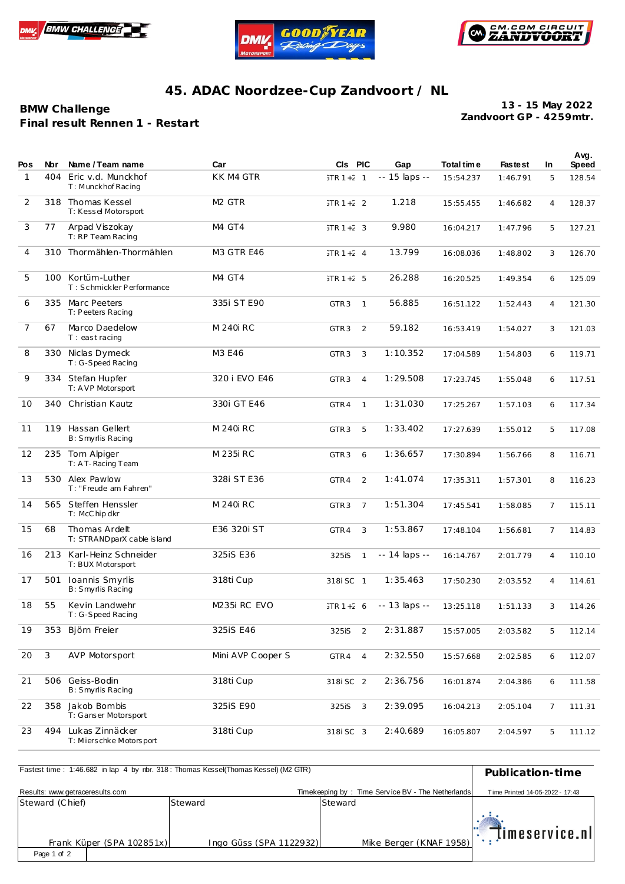# 45. ADAC Noordzee-Cup Zandvoort / NL

**BMW Challenge**
**Final result Rennen 1 - Restart**

**13 - 15 May 2022**
**Zandvoort GP - 4259mtr.**

| Pos | Nbr | Name / Team name | Car | Cls | PIC | Gap | Total time | Fastest | In | Avg. Speed |
|---|---|---|---|---|---|---|---|---|---|---|
| 1 | 404 | Eric v.d. Munckhof<br>T: Munckhof Racing | KK M4 GTR | GTR 1+2 | 1 | -- 15 laps -- | 15:54.237 | 1:46.791 | 5 | 128.54 |
| 2 | 318 | Thomas Kessel<br>T: Kessel Motorsport | M2 GTR | GTR 1+2 | 2 | 1.218 | 15:55.455 | 1:46.682 | 4 | 128.37 |
| 3 | 77 | Arpad Viszokay<br>T: RP Team Racing | M4 GT4 | GTR 1+2 | 3 | 9.980 | 16:04.217 | 1:47.796 | 5 | 127.21 |
| 4 | 310 | Thormählen-Thormählen | M3 GTR E46 | GTR 1+2 | 4 | 13.799 | 16:08.036 | 1:48.802 | 3 | 126.70 |
| 5 | 100 | Kortüm-Luther<br>T: Schmickler Performance | M4 GT4 | GTR 1+2 | 5 | 26.288 | 16:20.525 | 1:49.354 | 6 | 125.09 |
| 6 | 335 | Marc Peeters<br>T: Peeters Racing | 335i ST E90 | GTR3 | 1 | 56.885 | 16:51.122 | 1:52.443 | 4 | 121.30 |
| 7 | 67 | Marco Daedelow<br>T: east racing | M 240i RC | GTR3 | 2 | 59.182 | 16:53.419 | 1:54.027 | 3 | 121.03 |
| 8 | 330 | Niclas Dymeck<br>T: G-Speed Racing | M3 E46 | GTR3 | 3 | 1:10.352 | 17:04.589 | 1:54.803 | 6 | 119.71 |
| 9 | 334 | Stefan Hupfer<br>T: AVP Motorsport | 320 i EVO E46 | GTR3 | 4 | 1:29.508 | 17:23.745 | 1:55.048 | 6 | 117.51 |
| 10 | 340 | Christian Kautz | 330i GT E46 | GTR4 | 1 | 1:31.030 | 17:25.267 | 1:57.103 | 6 | 117.34 |
| 11 | 119 | Hassan Gellert<br>B: Smyrlis Racing | M 240i RC | GTR3 | 5 | 1:33.402 | 17:27.639 | 1:55.012 | 5 | 117.08 |
| 12 | 235 | Tom Alpiger<br>T: AT-Racing Team | M 235i RC | GTR3 | 6 | 1:36.657 | 17:30.894 | 1:56.766 | 8 | 116.71 |
| 13 | 530 | Alex Pawlow<br>T: "Freude am Fahren" | 328i ST E36 | GTR4 | 2 | 1:41.074 | 17:35.311 | 1:57.301 | 8 | 116.23 |
| 14 | 565 | Steffen Henssler<br>T: McChip dkr | M 240i RC | GTR3 | 7 | 1:51.304 | 17:45.541 | 1:58.085 | 7 | 115.11 |
| 15 | 68 | Thomas Ardelt<br>T: STRANDparX cable island | E36 320i ST | GTR4 | 3 | 1:53.867 | 17:48.104 | 1:56.681 | 7 | 114.83 |
| 16 | 213 | Karl-Heinz Schneider<br>T: BUX Motorsport | 325iS E36 | 325iS | 1 | -- 14 laps -- | 16:14.767 | 2:01.779 | 4 | 110.10 |
| 17 | 501 | Ioannis Smyrlis<br>B: Smyrlis Racing | 318ti Cup | 318i SC | 1 | 1:35.463 | 17:50.230 | 2:03.552 | 4 | 114.61 |
| 18 | 55 | Kevin Landwehr<br>T: G-Speed Racing | M235i RC EVO | GTR 1+2 | 6 | -- 13 laps -- | 13:25.118 | 1:51.133 | 3 | 114.26 |
| 19 | 353 | Björn Freier | 325iS E46 | 325iS | 2 | 2:31.887 | 15:57.005 | 2:03.582 | 5 | 112.14 |
| 20 | 3 | AVP Motorsport | Mini AVP Cooper S | GTR4 | 4 | 2:32.550 | 15:57.668 | 2:02.585 | 6 | 112.07 |
| 21 | 506 | Geiss-Bodin<br>B: Smyrlis Racing | 318ti Cup | 318i SC | 2 | 2:36.756 | 16:01.874 | 2:04.386 | 6 | 111.58 |
| 22 | 358 | Jakob Bombis<br>T: Ganser Motorsport | 325iS E90 | 325iS | 3 | 2:39.095 | 16:04.213 | 2:05.104 | 7 | 111.31 |
| 23 | 494 | Lukas Zinnäcker<br>T: Mierschke Motorsport | 318ti Cup | 318i SC | 3 | 2:40.689 | 16:05.807 | 2:04.597 | 5 | 111.12 |

Fastest time : 1:46.682 in lap 4 by nbr. 318 : Thomas Kessel(Thomas Kessel) (M2 GTR)

**Publication-time**

Results: www.getraceresults.com

Timekeeping by : Time Service BV - The Netherlands

Time Printed 14-05-2022 - 17:43

| Steward (Chief) | Steward | Steward |
|---|---|---|
| Frank Küper (SPA 102851x) | Ingo Güss (SPA 1122932) | Mike Berger (KNAF 1958) |

timeservice.nl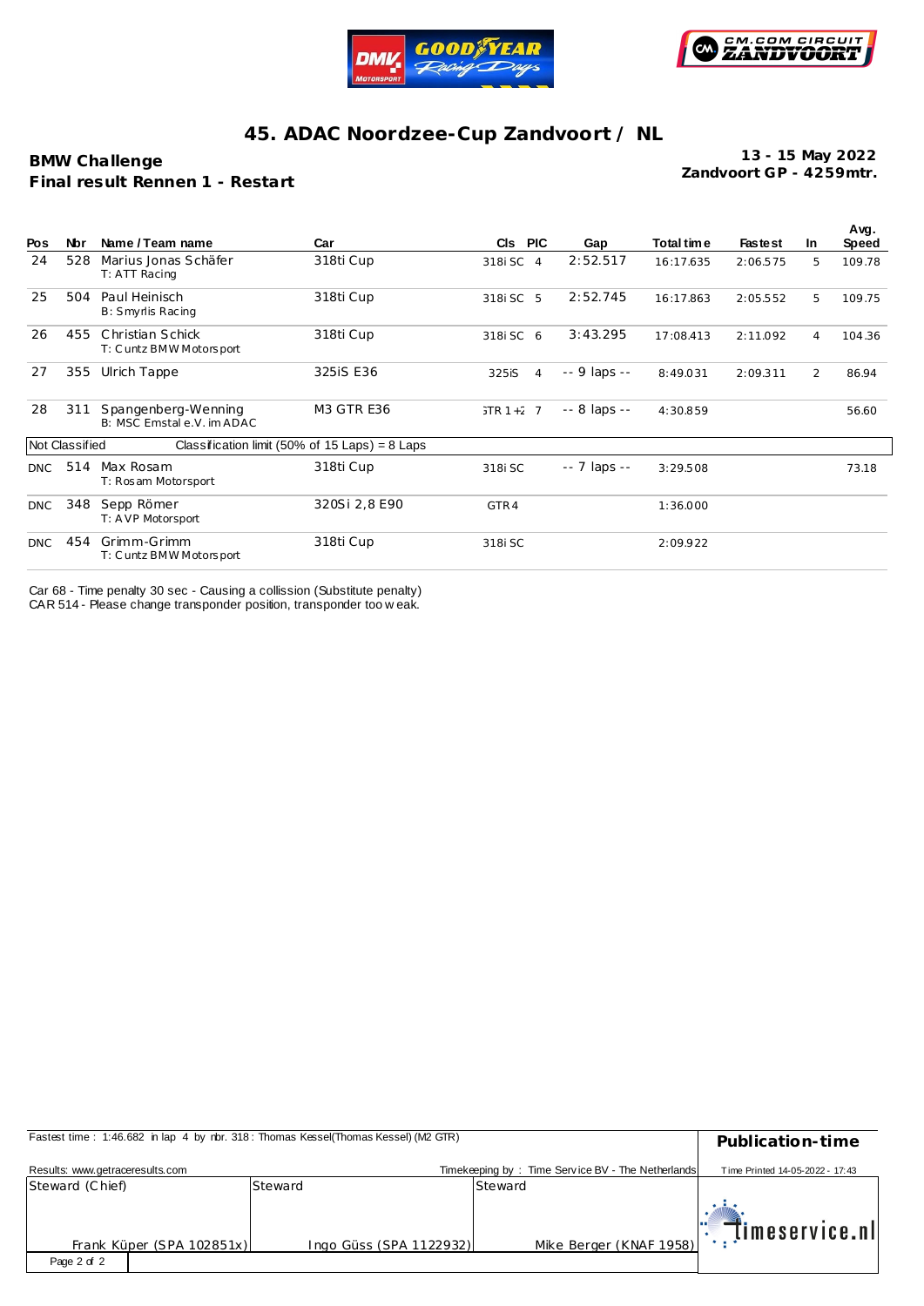# 45. ADAC Noordzee-Cup Zandvoort / NL

**BMW Challenge**
**Final result Rennen 1 - Restart**

**13 - 15 May 2022**
**Zandvoort GP - 4259mtr.**

| Pos | Nbr | Name / Team name | Car | Cls | PIC | Gap | Total time | Fastest | In | Avg. Speed |
|---|---|---|---|---|---|---|---|---|---|---|
| 24 | 528 | Marius Jonas Schäfer<br>T: ATT Racing | 318ti Cup | 318i SC | 4 | 2:52.517 | 16:17.635 | 2:06.575 | 5 | 109.78 |
| 25 | 504 | Paul Heinisch<br>B: Smyrlis Racing | 318ti Cup | 318i SC | 5 | 2:52.745 | 16:17.863 | 2:05.552 | 5 | 109.75 |
| 26 | 455 | Christian Schick<br>T: Cuntz BMW Motorsport | 318ti Cup | 318i SC | 6 | 3:43.295 | 17:08.413 | 2:11.092 | 4 | 104.36 |
| 27 | 355 | Ulrich Tappe | 325iS E36 | 325iS | 4 | -- 9 laps -- | 8:49.031 | 2:09.311 | 2 | 86.94 |
| 28 | 311 | Spangenberg-Wenning<br>B: MSC Emstal e.V. im ADAC | M3 GTR E36 | GTR 1+2 | 7 | -- 8 laps -- | 4:30.859 | | | 56.60 |
| Not Classified | | Classification limit (50% of 15 Laps) = 8 Laps | | | | | | | | |
| DNC | 514 | Max Rosam<br>T: Rosam Motorsport | 318ti Cup | 318i SC | | -- 7 laps -- | 3:29.508 | | | 73.18 |
| DNC | 348 | Sepp Römer<br>T: AVP Motorsport | 320Si 2,8 E90 | GTR4 | | | 1:36.000 | | | |
| DNC | 454 | Grimm-Grimm<br>T: Cuntz BMW Motorsport | 318ti Cup | 318i SC | | | 2:09.922 | | | |

Car 68 - Time penalty 30 sec - Causing a collission (Substitute penalty)
CAR 514 - Please change transponder position, transponder too weak.

Fastest time : 1:46.682 in lap 4 by nbr. 318 : Thomas Kessel(Thomas Kessel) (M2 GTR)

**Publication-time**

Results: www.getraceresults.com
Timekeeping by : Time Service BV - The Netherlands
Time Printed 14-05-2022 - 17:43

| Steward (Chief) | Steward | Steward |
|---|---|---|
| Frank Küper (SPA 102851x) | Ingo Güss (SPA 1122932) | Mike Berger (KNAF 1958) |

timeservice.nl